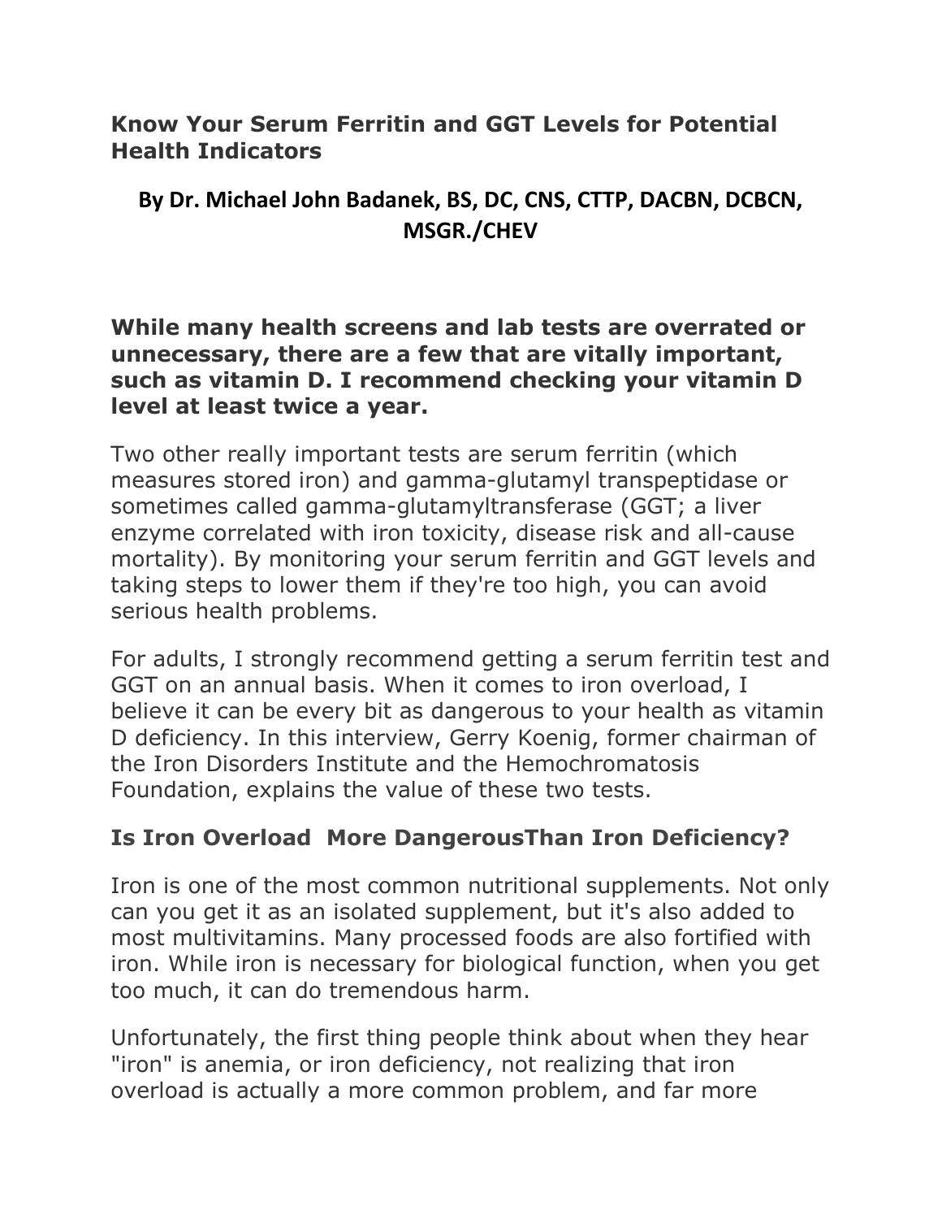# Know Your Serum Ferritin and GGT Levels for Potential Health Indicators

## By Dr. Michael John Badanek, BS, DC, CNS, CTTP, DACBN, DCBCN, MSGR./CHEV

**While many health screens and lab tests are overrated or unnecessary, there are a few that are vitally important, such as vitamin D. I recommend checking your vitamin D level at least twice a year.**

Two other really important tests are serum ferritin (which measures stored iron) and gamma-glutamyl transpeptidase or sometimes called gamma-glutamyltransferase (GGT; a liver enzyme correlated with iron toxicity, disease risk and all-cause mortality). By monitoring your serum ferritin and GGT levels and taking steps to lower them if they're too high, you can avoid serious health problems.

For adults, I strongly recommend getting a serum ferritin test and GGT on an annual basis. When it comes to iron overload, I believe it can be every bit as dangerous to your health as vitamin D deficiency. In this interview, Gerry Koenig, former chairman of the Iron Disorders Institute and the Hemochromatosis Foundation, explains the value of these two tests.

### Is Iron Overload More DangerousThan Iron Deficiency?

Iron is one of the most common nutritional supplements. Not only can you get it as an isolated supplement, but it's also added to most multivitamins. Many processed foods are also fortified with iron. While iron is necessary for biological function, when you get too much, it can do tremendous harm.

Unfortunately, the first thing people think about when they hear "iron" is anemia, or iron deficiency, not realizing that iron overload is actually a more common problem, and far more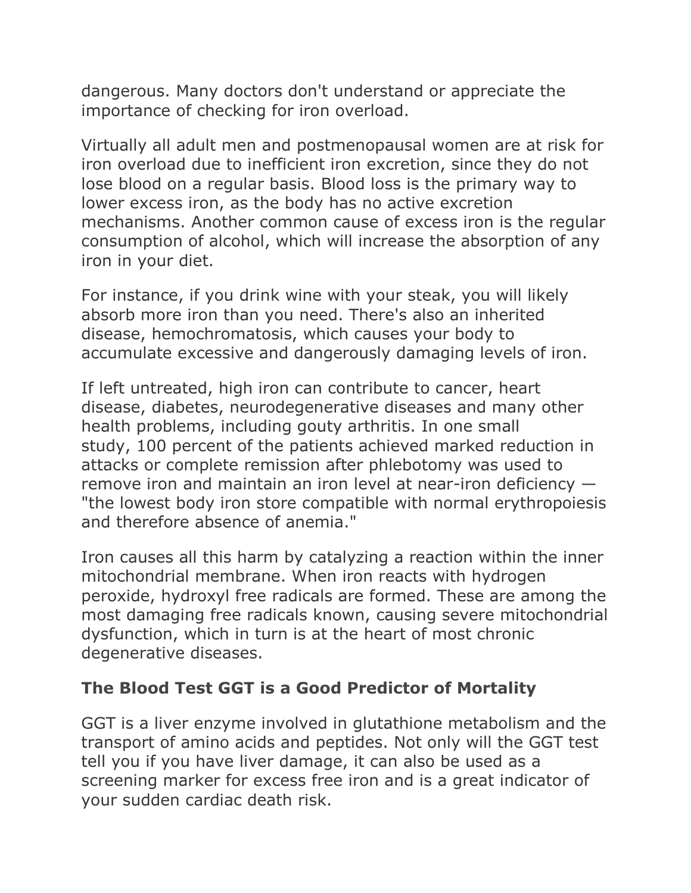dangerous. Many doctors don't understand or appreciate the importance of checking for iron overload.

Virtually all adult men and postmenopausal women are at risk for iron overload due to inefficient iron excretion, since they do not lose blood on a regular basis. Blood loss is the primary way to lower excess iron, as the body has no active excretion mechanisms. Another common cause of excess iron is the regular consumption of alcohol, which will increase the absorption of any iron in your diet.

For instance, if you drink wine with your steak, you will likely absorb more iron than you need. There's also an inherited disease, hemochromatosis, which causes your body to accumulate excessive and dangerously damaging levels of iron.

If left untreated, high iron can contribute to cancer, heart disease, diabetes, neurodegenerative diseases and many other health problems, including gouty arthritis. In one small study, 100 percent of the patients achieved marked reduction in attacks or complete remission after phlebotomy was used to remove iron and maintain an iron level at near-iron deficiency — "the lowest body iron store compatible with normal erythropoiesis and therefore absence of anemia."

Iron causes all this harm by catalyzing a reaction within the inner mitochondrial membrane. When iron reacts with hydrogen peroxide, hydroxyl free radicals are formed. These are among the most damaging free radicals known, causing severe mitochondrial dysfunction, which in turn is at the heart of most chronic degenerative diseases.

## The Blood Test GGT is a Good Predictor of Mortality

GGT is a liver enzyme involved in glutathione metabolism and the transport of amino acids and peptides. Not only will the GGT test tell you if you have liver damage, it can also be used as a screening marker for excess free iron and is a great indicator of your sudden cardiac death risk.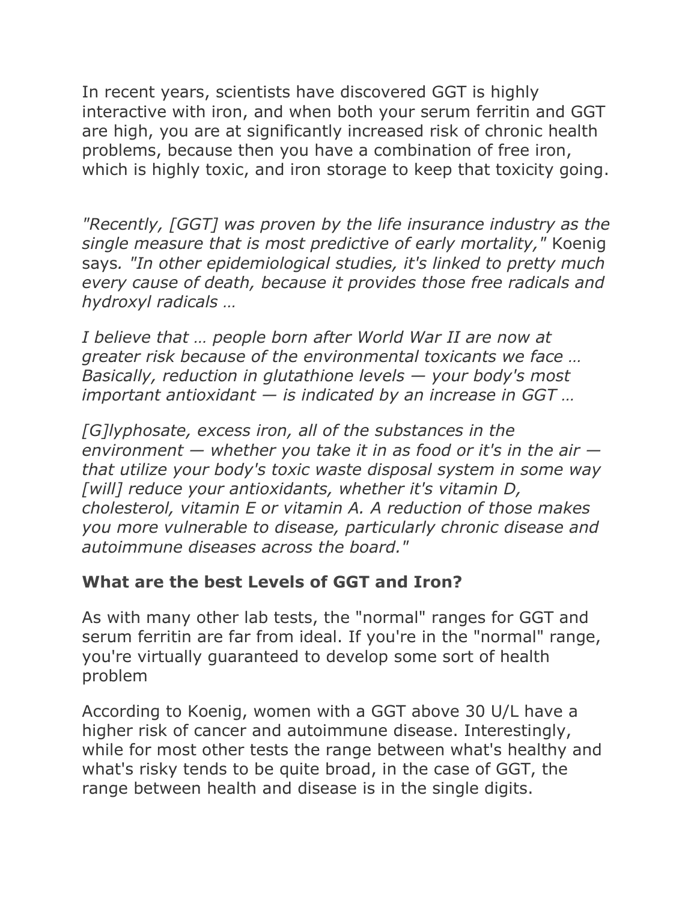In recent years, scientists have discovered GGT is highly interactive with iron, and when both your serum ferritin and GGT are high, you are at significantly increased risk of chronic health problems, because then you have a combination of free iron, which is highly toxic, and iron storage to keep that toxicity going.

*"Recently, [GGT] was proven by the life insurance industry as the single measure that is most predictive of early mortality,"* Koenig says*. "In other epidemiological studies, it's linked to pretty much every cause of death, because it provides those free radicals and hydroxyl radicals …*

*I believe that … people born after World War II are now at greater risk because of the environmental toxicants we face … Basically, reduction in glutathione levels — your body's most important antioxidant — is indicated by an increase in GGT …*

*[G]lyphosate, excess iron, all of the substances in the environment — whether you take it in as food or it's in the air — that utilize your body's toxic waste disposal system in some way [will] reduce your antioxidants, whether it's vitamin D, cholesterol, vitamin E or vitamin A. A reduction of those makes you more vulnerable to disease, particularly chronic disease and autoimmune diseases across the board."*

### What are the best Levels of GGT and Iron?

As with many other lab tests, the "normal" ranges for GGT and serum ferritin are far from ideal. If you're in the "normal" range, you're virtually guaranteed to develop some sort of health problem

According to Koenig, women with a GGT above 30 U/L have a higher risk of cancer and autoimmune disease. Interestingly, while for most other tests the range between what's healthy and what's risky tends to be quite broad, in the case of GGT, the range between health and disease is in the single digits.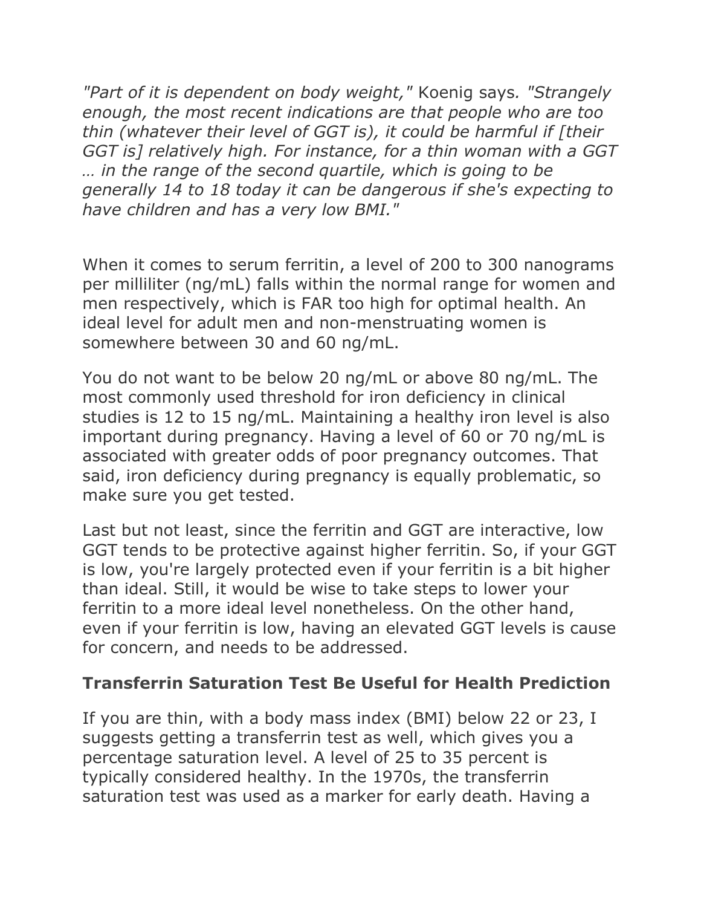*"Part of it is dependent on body weight,"* Koenig says*. "Strangely enough, the most recent indications are that people who are too thin (whatever their level of GGT is), it could be harmful if [their GGT is] relatively high. For instance, for a thin woman with a GGT … in the range of the second quartile, which is going to be generally 14 to 18 today it can be dangerous if she's expecting to have children and has a very low BMI."*

When it comes to serum ferritin, a level of 200 to 300 nanograms per milliliter (ng/mL) falls within the normal range for women and men respectively, which is FAR too high for optimal health. An ideal level for adult men and non-menstruating women is somewhere between 30 and 60 ng/mL.

You do not want to be below 20 ng/mL or above 80 ng/mL. The most commonly used threshold for iron deficiency in clinical studies is 12 to 15 ng/mL. Maintaining a healthy iron level is also important during pregnancy. Having a level of 60 or 70 ng/mL is associated with greater odds of poor pregnancy outcomes. That said, iron deficiency during pregnancy is equally problematic, so make sure you get tested.

Last but not least, since the ferritin and GGT are interactive, low GGT tends to be protective against higher ferritin. So, if your GGT is low, you're largely protected even if your ferritin is a bit higher than ideal. Still, it would be wise to take steps to lower your ferritin to a more ideal level nonetheless. On the other hand, even if your ferritin is low, having an elevated GGT levels is cause for concern, and needs to be addressed.

**Transferrin Saturation Test Be Useful for Health Prediction**

If you are thin, with a body mass index (BMI) below 22 or 23, I suggests getting a transferrin test as well, which gives you a percentage saturation level. A level of 25 to 35 percent is typically considered healthy. In the 1970s, the transferrin saturation test was used as a marker for early death. Having a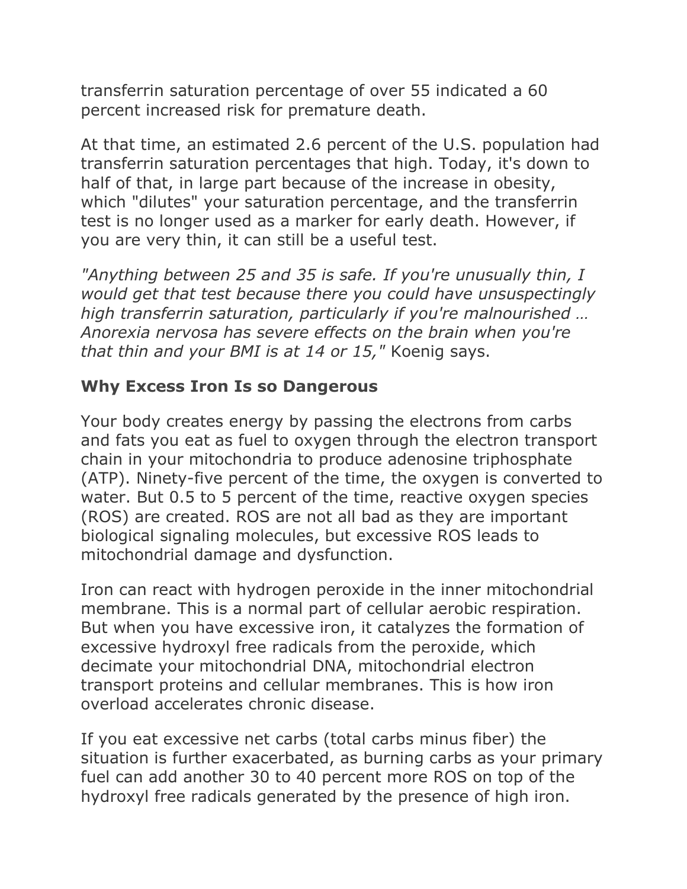transferrin saturation percentage of over 55 indicated a 60 percent increased risk for premature death.

At that time, an estimated 2.6 percent of the U.S. population had transferrin saturation percentages that high. Today, it's down to half of that, in large part because of the increase in obesity, which "dilutes" your saturation percentage, and the transferrin test is no longer used as a marker for early death. However, if you are very thin, it can still be a useful test.

*"Anything between 25 and 35 is safe. If you're unusually thin, I would get that test because there you could have unsuspectingly high transferrin saturation, particularly if you're malnourished … Anorexia nervosa has severe effects on the brain when you're that thin and your BMI is at 14 or 15,"* Koenig says.

## Why Excess Iron Is so Dangerous

Your body creates energy by passing the electrons from carbs and fats you eat as fuel to oxygen through the electron transport chain in your mitochondria to produce adenosine triphosphate (ATP). Ninety-five percent of the time, the oxygen is converted to water. But 0.5 to 5 percent of the time, reactive oxygen species (ROS) are created. ROS are not all bad as they are important biological signaling molecules, but excessive ROS leads to mitochondrial damage and dysfunction.

Iron can react with hydrogen peroxide in the inner mitochondrial membrane. This is a normal part of cellular aerobic respiration. But when you have excessive iron, it catalyzes the formation of excessive hydroxyl free radicals from the peroxide, which decimate your mitochondrial DNA, mitochondrial electron transport proteins and cellular membranes. This is how iron overload accelerates chronic disease.

If you eat excessive net carbs (total carbs minus fiber) the situation is further exacerbated, as burning carbs as your primary fuel can add another 30 to 40 percent more ROS on top of the hydroxyl free radicals generated by the presence of high iron.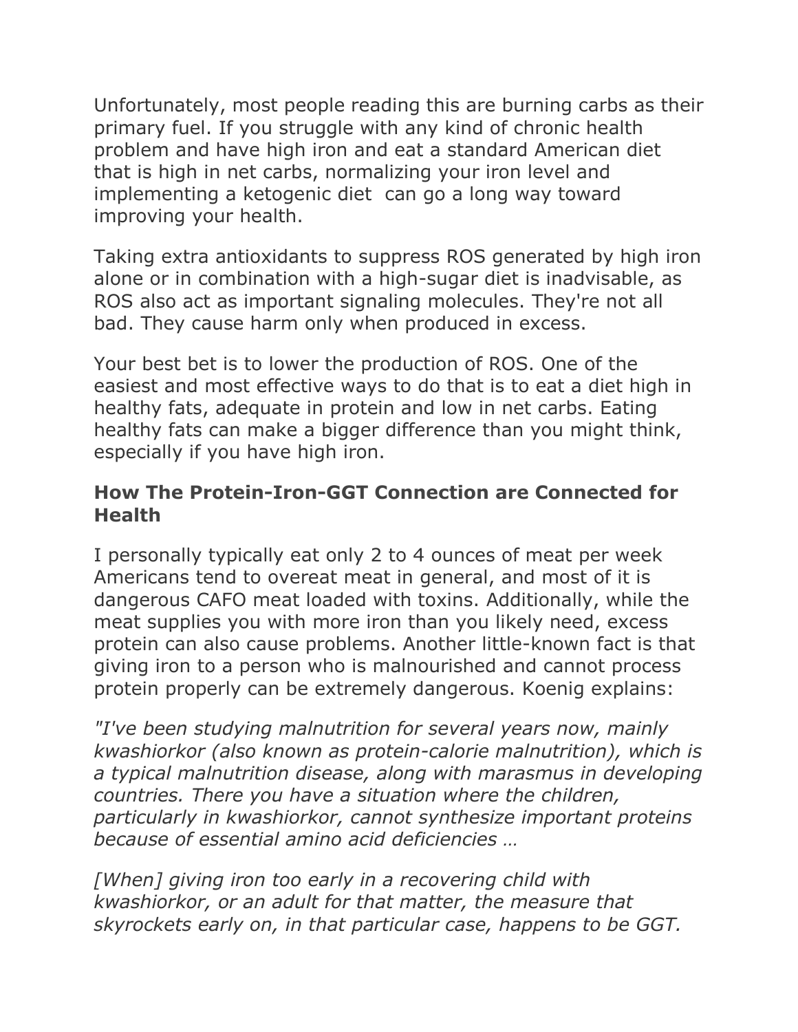Unfortunately, most people reading this are burning carbs as their primary fuel. If you struggle with any kind of chronic health problem and have high iron and eat a standard American diet that is high in net carbs, normalizing your iron level and implementing a ketogenic diet can go a long way toward improving your health.

Taking extra antioxidants to suppress ROS generated by high iron alone or in combination with a high-sugar diet is inadvisable, as ROS also act as important signaling molecules. They're not all bad. They cause harm only when produced in excess.

Your best bet is to lower the production of ROS. One of the easiest and most effective ways to do that is to eat a diet high in healthy fats, adequate in protein and low in net carbs. Eating healthy fats can make a bigger difference than you might think, especially if you have high iron.

### How The Protein-Iron-GGT Connection are Connected for Health

I personally typically eat only 2 to 4 ounces of meat per week Americans tend to overeat meat in general, and most of it is dangerous CAFO meat loaded with toxins. Additionally, while the meat supplies you with more iron than you likely need, excess protein can also cause problems. Another little-known fact is that giving iron to a person who is malnourished and cannot process protein properly can be extremely dangerous. Koenig explains:

*"I've been studying malnutrition for several years now, mainly kwashiorkor (also known as protein-calorie malnutrition), which is a typical malnutrition disease, along with marasmus in developing countries. There you have a situation where the children, particularly in kwashiorkor, cannot synthesize important proteins because of essential amino acid deficiencies …*

*[When] giving iron too early in a recovering child with kwashiorkor, or an adult for that matter, the measure that skyrockets early on, in that particular case, happens to be GGT.*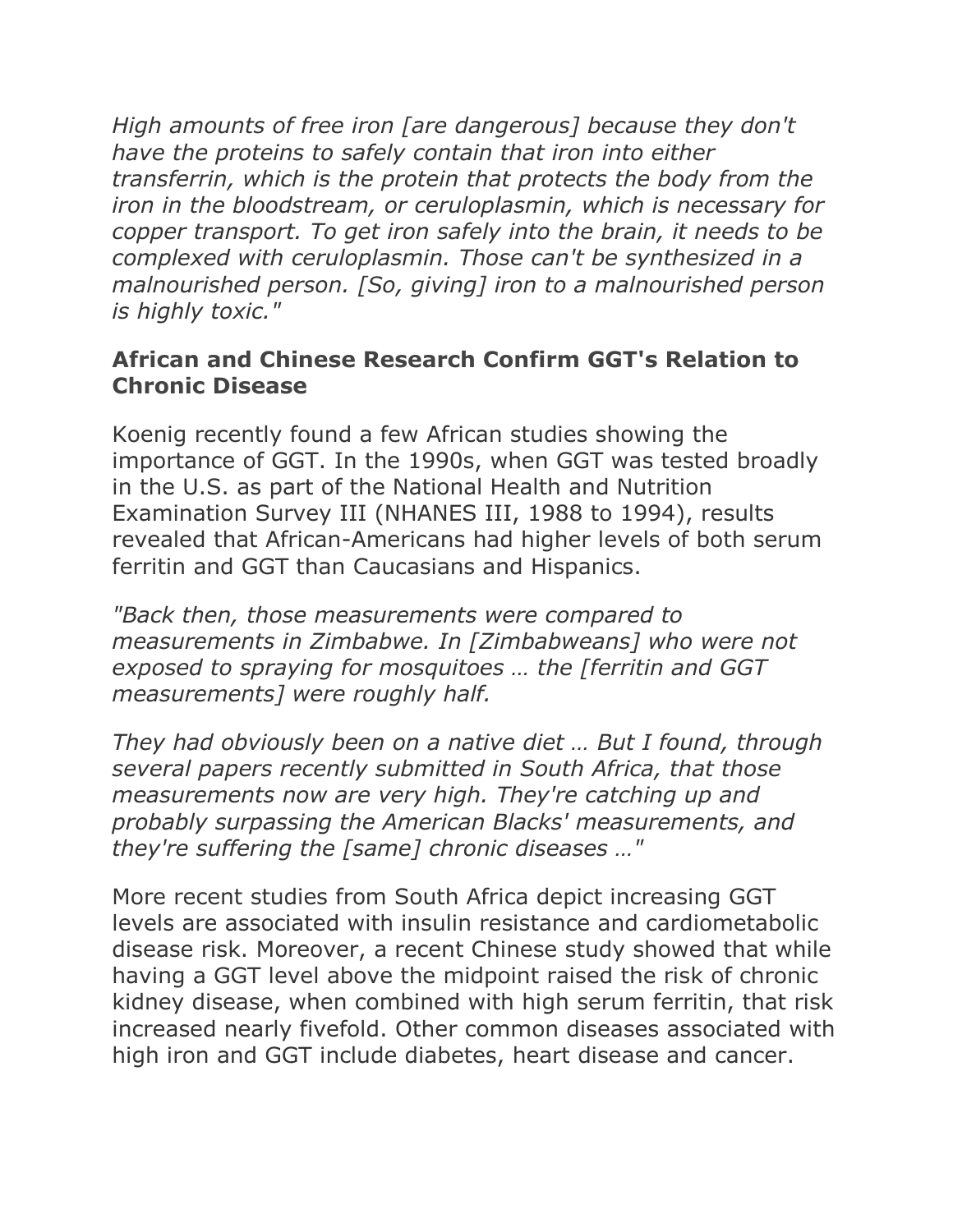*High amounts of free iron [are dangerous] because they don't have the proteins to safely contain that iron into either transferrin, which is the protein that protects the body from the iron in the bloodstream, or ceruloplasmin, which is necessary for copper transport. To get iron safely into the brain, it needs to be complexed with ceruloplasmin. Those can't be synthesized in a malnourished person. [So, giving] iron to a malnourished person is highly toxic."*

### African and Chinese Research Confirm GGT's Relation to Chronic Disease

Koenig recently found a few African studies showing the importance of GGT. In the 1990s, when GGT was tested broadly in the U.S. as part of the National Health and Nutrition Examination Survey III (NHANES III, 1988 to 1994), results revealed that African-Americans had higher levels of both serum ferritin and GGT than Caucasians and Hispanics.

*"Back then, those measurements were compared to measurements in Zimbabwe. In [Zimbabweans] who were not exposed to spraying for mosquitoes … the [ferritin and GGT measurements] were roughly half.*

*They had obviously been on a native diet … But I found, through several papers recently submitted in South Africa, that those measurements now are very high. They're catching up and probably surpassing the American Blacks' measurements, and they're suffering the [same] chronic diseases …"*

More recent studies from South Africa depict increasing GGT levels are associated with insulin resistance and cardiometabolic disease risk. Moreover, a recent Chinese study showed that while having a GGT level above the midpoint raised the risk of chronic kidney disease, when combined with high serum ferritin, that risk increased nearly fivefold. Other common diseases associated with high iron and GGT include diabetes, heart disease and cancer.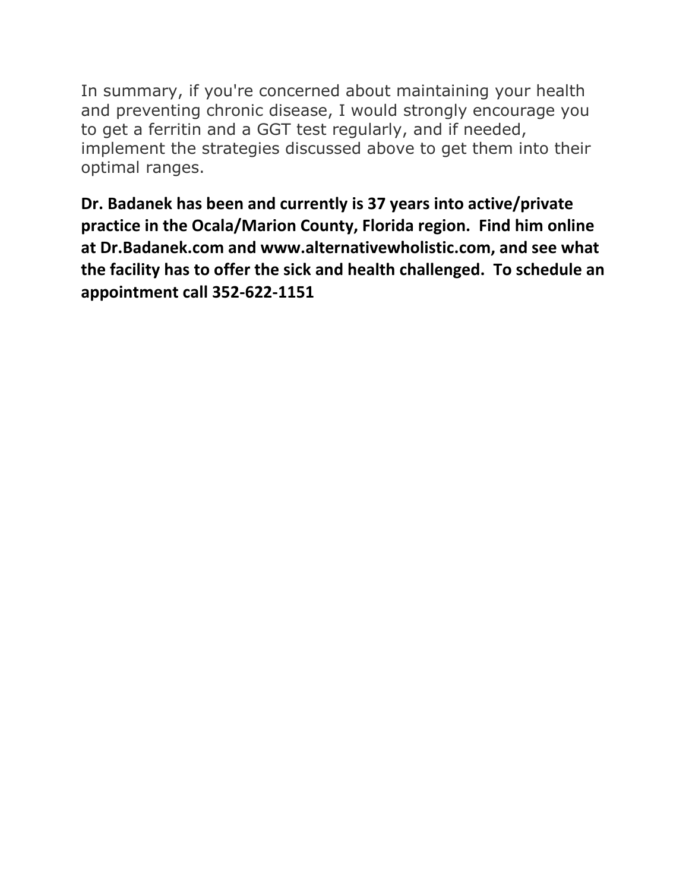In summary, if you're concerned about maintaining your health and preventing chronic disease, I would strongly encourage you to get a ferritin and a GGT test regularly, and if needed, implement the strategies discussed above to get them into their optimal ranges.

**Dr. Badanek has been and currently is 37 years into active/private practice in the Ocala/Marion County, Florida region. Find him online at Dr.Badanek.com and www.alternativewholistic.com, and see what the facility has to offer the sick and health challenged. To schedule an appointment call 352-622-1151**